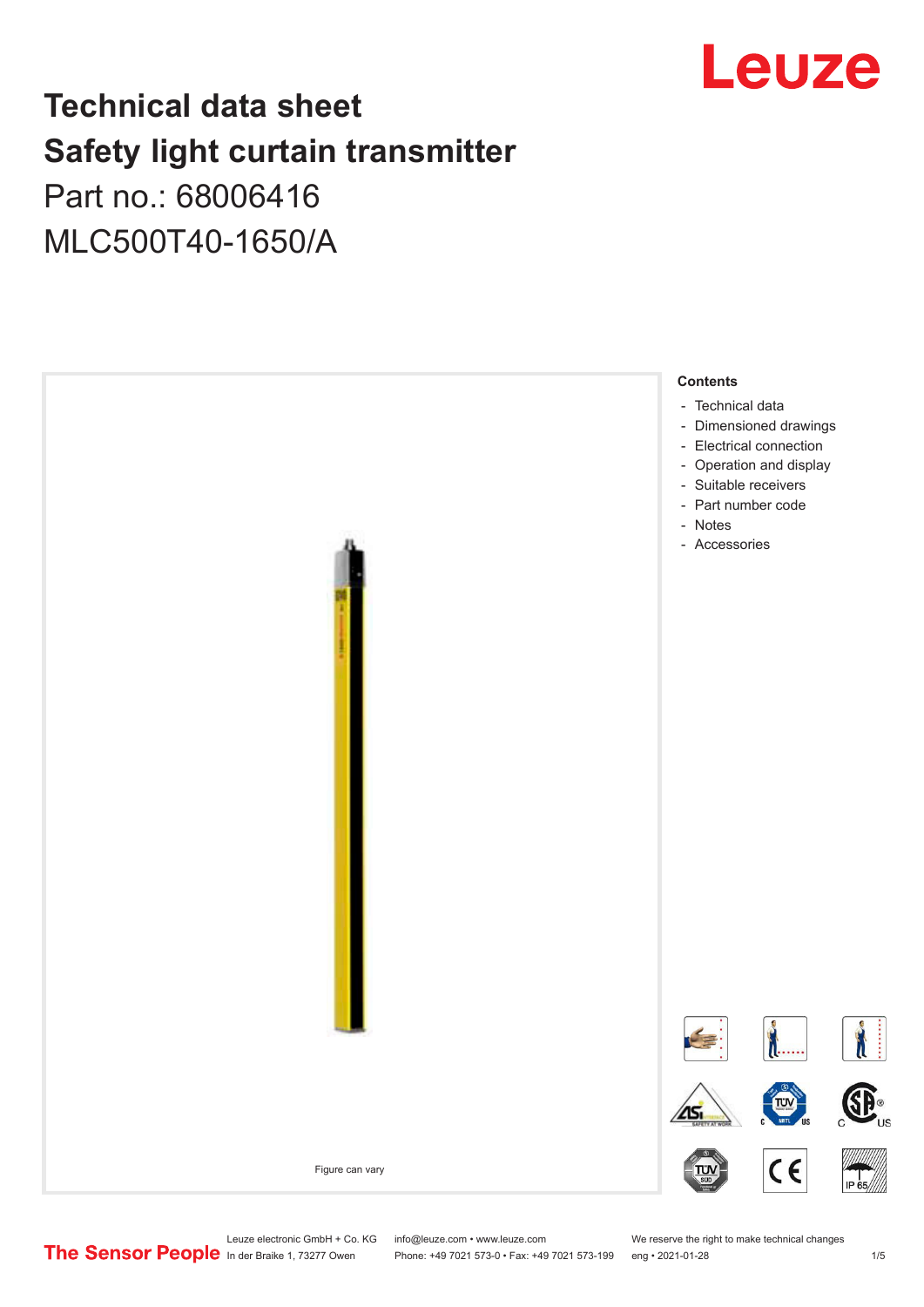# Technical data sheet
# Safety light curtain transmitter
Part no.: 68006416

MLC500T40-1650/A

Figure can vary

**Contents**

- Technical data
- Dimensioned drawings
- Electrical connection
- Operation and display
- Suitable receivers
- Part number code
- Notes
- Accessories

Leuze electronic GmbH + Co. KG
In der Braike 1, 73277 Owen

info@leuze.com • www.leuze.com
Phone: +49 7021 573-0 • Fax: +49 7021 573-199

We reserve the right to make technical changes
eng • 2021-01-28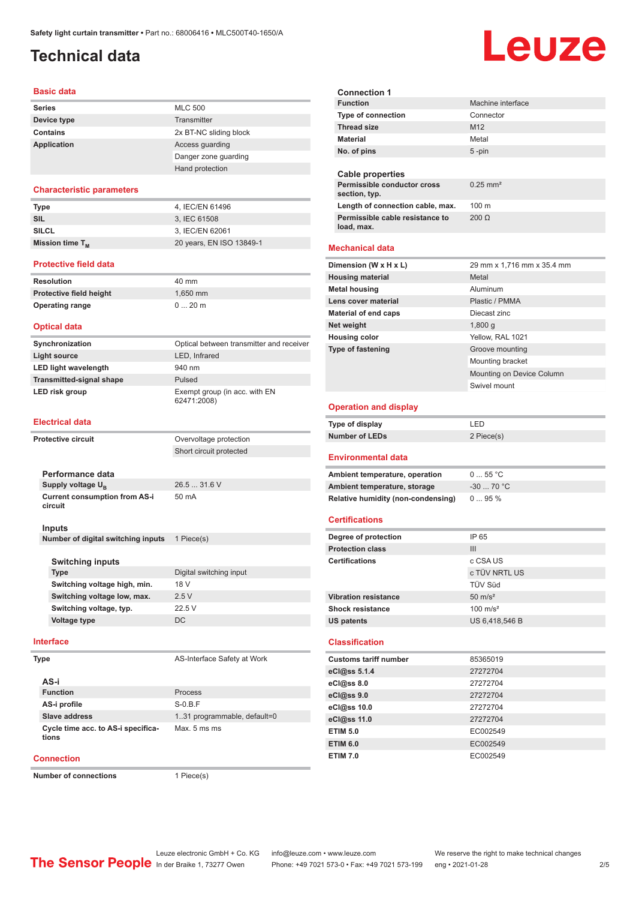Safety light curtain transmitter • Part no.: 68006416 • MLC500T40-1650/A

# Technical data

## Basic data

| | |
|---|---|
| Series | MLC 500 |
| Device type | Transmitter |
| Contains | 2x BT-NC sliding block |
| Application | Access guarding |
| | Danger zone guarding |
| | Hand protection |

## Characteristic parameters

| | |
|---|---|
| Type | 4, IEC/EN 61496 |
| SIL | 3, IEC 61508 |
| SILCL | 3, IEC/EN 62061 |
| Mission time $T_M$ | 20 years, EN ISO 13849-1 |

## Protective field data

| | |
|---|---|
| Resolution | 40 mm |
| Protective field height | 1,650 mm |
| Operating range | 0 ... 20 m |

## Optical data

| | |
|---|---|
| Synchronization | Optical between transmitter and receiver |
| Light source | LED, Infrared |
| LED light wavelength | 940 nm |
| Transmitted-signal shape | Pulsed |
| LED risk group | Exempt group (in acc. with EN 62471:2008) |

## Electrical data

| | |
|---|---|
| Protective circuit | Overvoltage protection |
| | Short circuit protected |

### Performance data

| | |
|---|---|
| Supply voltage $U_B$ | 26.5 ... 31.6 V |
| Current consumption from AS-i circuit | 50 mA |

### Inputs

| | |
|---|---|
| Number of digital switching inputs | 1 Piece(s) |

#### Switching inputs

| | |
|---|---|
| Type | Digital switching input |
| Switching voltage high, min. | 18 V |
| Switching voltage low, max. | 2.5 V |
| Switching voltage, typ. | 22.5 V |
| Voltage type | DC |

## Interface

| | |
|---|---|
| Type | AS-Interface Safety at Work |

### AS-i

| | |
|---|---|
| Function | Process |
| AS-i profile | S-0.B.F |
| Slave address | 1..31 programmable, default=0 |
| Cycle time acc. to AS-i specifications | Max. 5 ms ms |

## Connection

| | |
|---|---|
| Number of connections | 1 Piece(s) |

### Connection 1

| | |
|---|---|
| Function | Machine interface |
| Type of connection | Connector |
| Thread size | M12 |
| Material | Metal |
| No. of pins | 5 -pin |

### Cable properties

| | |
|---|---|
| Permissible conductor cross section, typ. | 0.25 mm² |
| Length of connection cable, max. | 100 m |
| Permissible cable resistance to load, max. | 200 Ω |

## Mechanical data

| | |
|---|---|
| Dimension (W x H x L) | 29 mm x 1,716 mm x 35.4 mm |
| Housing material | Metal |
| Metal housing | Aluminum |
| Lens cover material | Plastic / PMMA |
| Material of end caps | Diecast zinc |
| Net weight | 1,800 g |
| Housing color | Yellow, RAL 1021 |
| Type of fastening | Groove mounting |
| | Mounting bracket |
| | Mounting on Device Column |
| | Swivel mount |

## Operation and display

| | |
|---|---|
| Type of display | LED |
| Number of LEDs | 2 Piece(s) |

## Environmental data

| | |
|---|---|
| Ambient temperature, operation | 0 ... 55 °C |
| Ambient temperature, storage | -30 ... 70 °C |
| Relative humidity (non-condensing) | 0 ... 95 % |

## Certifications

| | |
|---|---|
| Degree of protection | IP 65 |
| Protection class | III |
| Certifications | c CSA US |
| | c TÜV NRTL US |
| | TÜV Süd |
| Vibration resistance | 50 m/s² |
| Shock resistance | 100 m/s² |
| US patents | US 6,418,546 B |

## Classification

| | |
|---|---|
| Customs tariff number | 85365019 |
| eCl@ss 5.1.4 | 27272704 |
| eCl@ss 8.0 | 27272704 |
| eCl@ss 9.0 | 27272704 |
| eCl@ss 10.0 | 27272704 |
| eCl@ss 11.0 | 27272704 |
| ETIM 5.0 | EC002549 |
| ETIM 6.0 | EC002549 |
| ETIM 7.0 | EC002549 |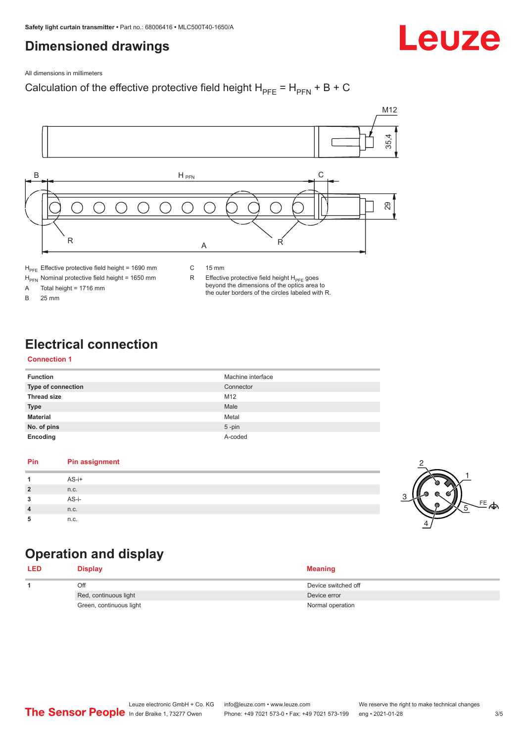# Dimensioned drawings

All dimensions in millimeters

Calculation of the effective protective field height $H_{PFE} = H_{PFN} + B + C$

$H_{PFE}$ Effective protective field height = 1690 mm

$H_{PFN}$ Nominal protective field height = 1650 mm

A Total height = 1716 mm

B 25 mm

C 15 mm

R Effective protective field height $H_{PFE}$ goes beyond the dimensions of the optics area to the outer borders of the circles labeled with R.

# Electrical connection

## Connection 1

| | |
|---|---|
| **Function** | Machine interface |
| **Type of connection** | Connector |
| **Thread size** | M12 |
| **Type** | Male |
| **Material** | Metal |
| **No. of pins** | 5 -pin |
| **Encoding** | A-coded |

| Pin | Pin assignment |
|---|---|
| **1** | AS-i+ |
| **2** | n.c. |
| **3** | AS-i- |
| **4** | n.c. |
| **5** | n.c. |

# Operation and display

| LED | Display | Meaning |
|---|---|---|
| **1** | Off | Device switched off |
| | Red, continuous light | Device error |
| | Green, continuous light | Normal operation |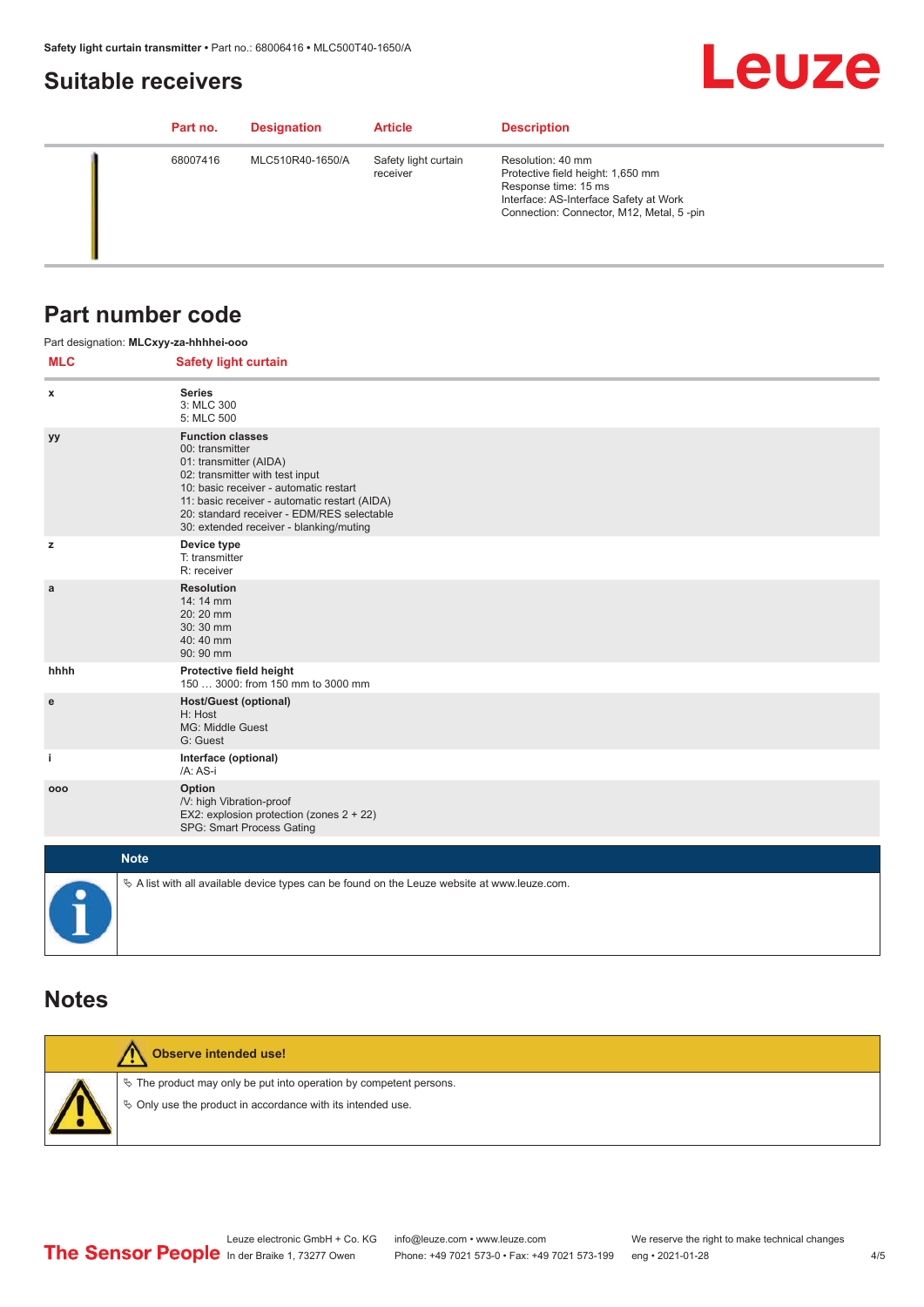## Suitable receivers

| Part no. | Designation | Article | Description |
|---|---|---|---|
| 68007416 | MLC510R40-1650/A | Safety light curtain receiver | Resolution: 40 mm<br>Protective field height: 1,650 mm<br>Response time: 15 ms<br>Interface: AS-Interface Safety at Work<br>Connection: Connector, M12, Metal, 5 -pin |

## Part number code

Part designation: **MLCxyy-za-hhhhei-ooo**

| MLC | Safety light curtain |
|---|---|
| x | **Series**<br>3: MLC 300<br>5: MLC 500 |
| yy | **Function classes**<br>00: transmitter<br>01: transmitter (AIDA)<br>02: transmitter with test input<br>10: basic receiver - automatic restart<br>11: basic receiver - automatic restart (AIDA)<br>20: standard receiver - EDM/RES selectable<br>30: extended receiver - blanking/muting |
| z | **Device type**<br>T: transmitter<br>R: receiver |
| a | **Resolution**<br>14: 14 mm<br>20: 20 mm<br>30: 30 mm<br>40: 40 mm<br>90: 90 mm |
| hhhh | **Protective field height**<br>150 … 3000: from 150 mm to 3000 mm |
| e | **Host/Guest (optional)**<br>H: Host<br>MG: Middle Guest<br>G: Guest |
| i | **Interface (optional)**<br>/A: AS-i |
| ooo | **Option**<br>/V: high Vibration-proof<br>EX2: explosion protection (zones 2 + 22)<br>SPG: Smart Process Gating |

**Note**

- A list with all available device types can be found on the Leuze website at www.leuze.com.

## Notes

**Observe intended use!**

- The product may only be put into operation by competent persons.
- Only use the product in accordance with its intended use.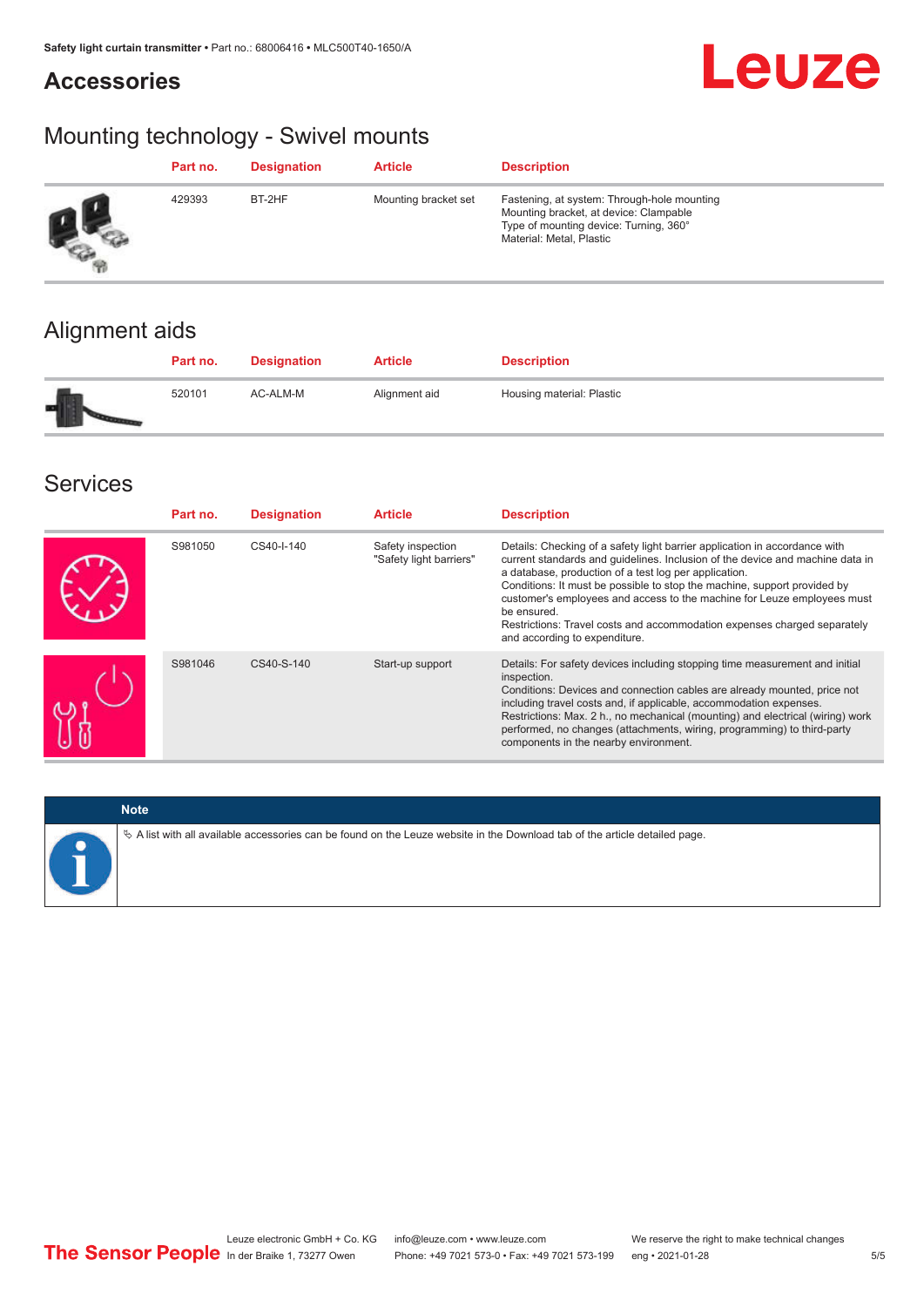## Accessories

## Mounting technology - Swivel mounts

| | Part no. | Designation | Article | Description |
|---|---|---|---|---|
| | 429393 | BT-2HF | Mounting bracket set | Fastening, at system: Through-hole mounting<br>Mounting bracket, at device: Clampable<br>Type of mounting device: Turning, 360°<br>Material: Metal, Plastic |

## Alignment aids

| | Part no. | Designation | Article | Description |
|---|---|---|---|---|
| | 520101 | AC-ALM-M | Alignment aid | Housing material: Plastic |

## Services

| | Part no. | Designation | Article | Description |
|---|---|---|---|---|
| | S981050 | CS40-I-140 | Safety inspection "Safety light barriers" | Details: Checking of a safety light barrier application in accordance with current standards and guidelines. Inclusion of the device and machine data in a database, production of a test log per application.<br>Conditions: It must be possible to stop the machine, support provided by customer's employees and access to the machine for Leuze employees must be ensured.<br>Restrictions: Travel costs and accommodation expenses charged separately and according to expenditure. |
| | S981046 | CS40-S-140 | Start-up support | Details: For safety devices including stopping time measurement and initial inspection.<br>Conditions: Devices and connection cables are already mounted, price not including travel costs and, if applicable, accommodation expenses.<br>Restrictions: Max. 2 h., no mechanical (mounting) and electrical (wiring) work performed, no changes (attachments, wiring, programming) to third-party components in the nearby environment. |

**Note**

↳ A list with all available accessories can be found on the Leuze website in the Download tab of the article detailed page.